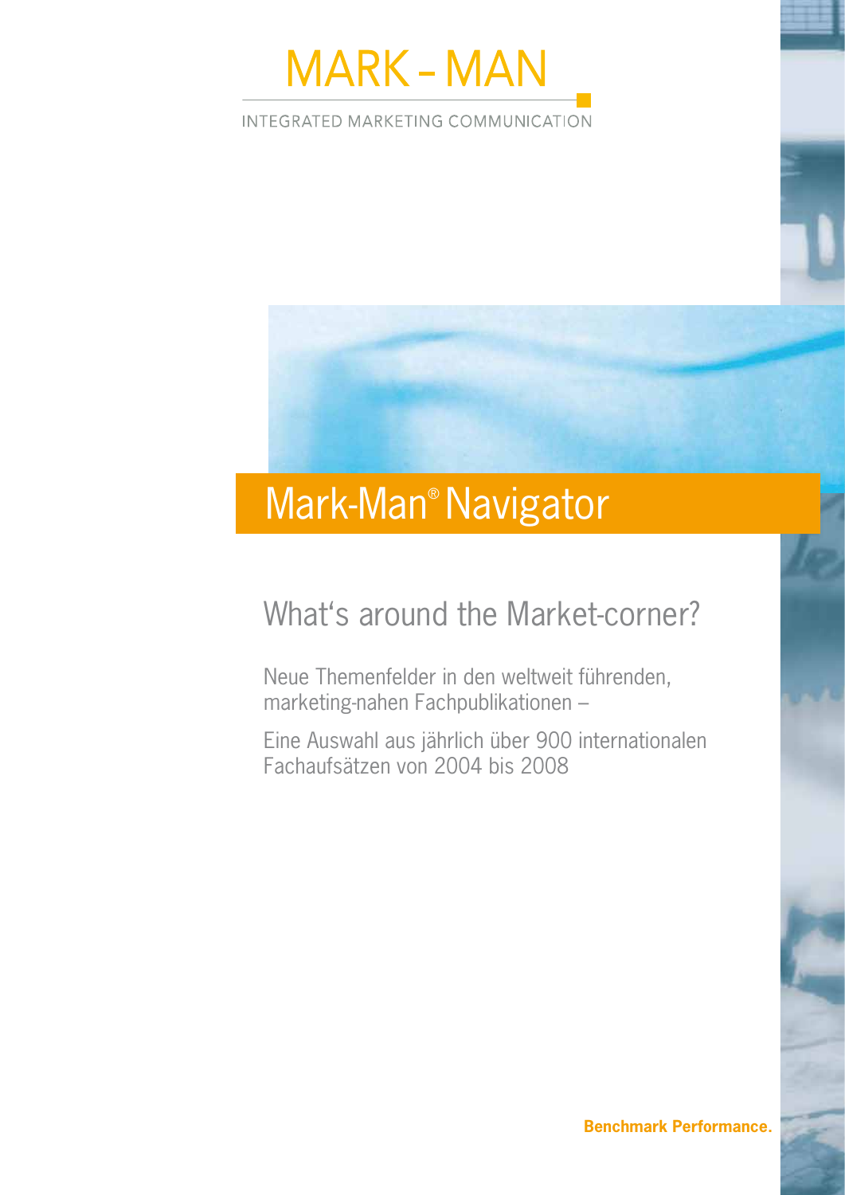# MARK - MAN

INTEGRATED MARKETING COMMUNICATION

# Mark-Man® Navigator

## What's around the Market-corner?

Neue Themenfelder in den weltweit führenden, marketing-nahen Fachpublikationen –

Eine Auswahl aus jährlich über 900 internationalen Fachaufsätzen von 2004 bis 2008

**Benchmark Performance.**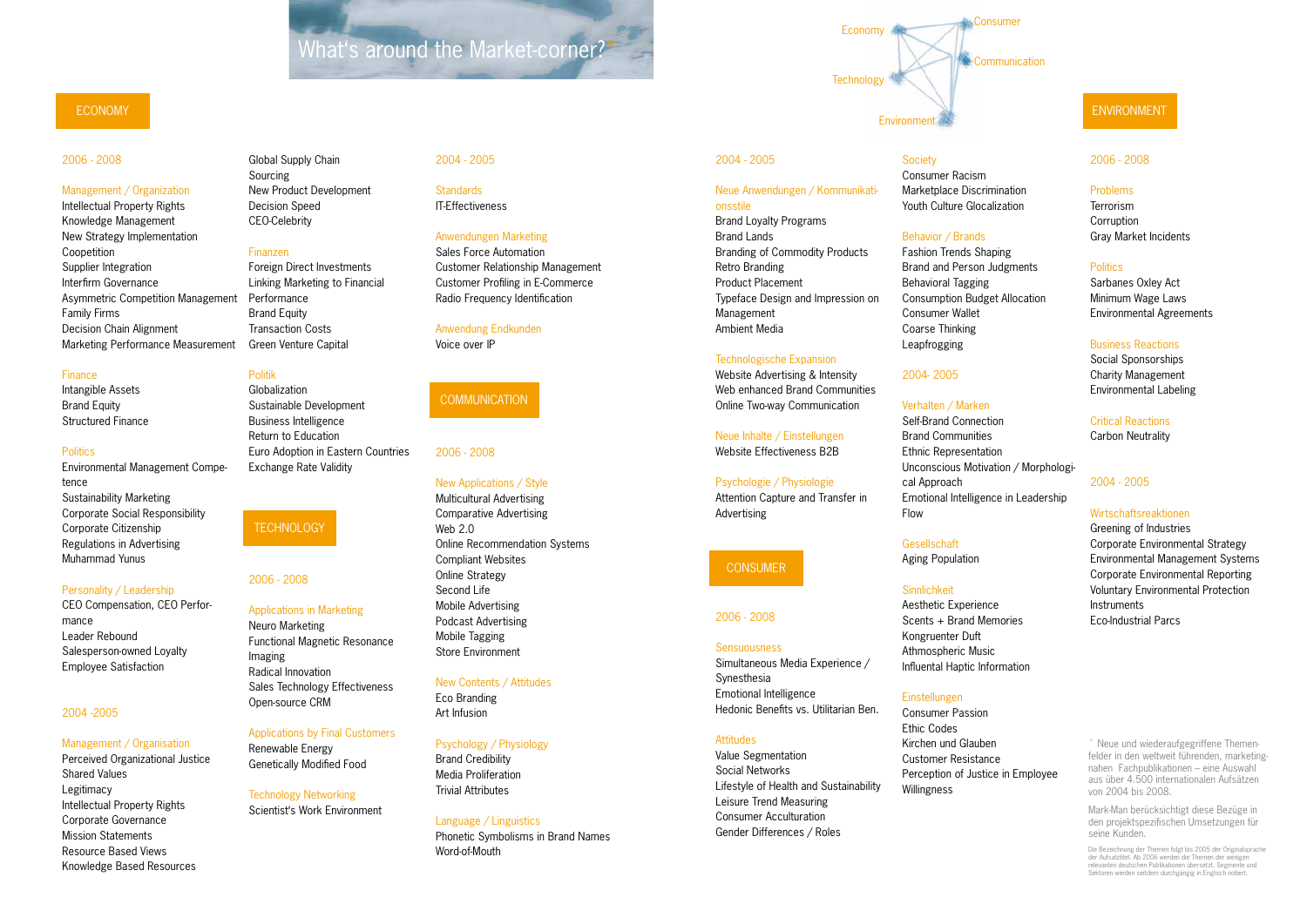# What's around the Market-corner?*

Economy · Consumer · Communication · Technology · Environment

## ECONOMY

### 2006 - 2008

**Management / Organization**
- Intellectual Property Rights
- Knowledge Management
- New Strategy Implementation
- Coopetition
- Supplier Integration
- Interfirm Governance
- Asymmetric Competition Management
- Family Firms
- Decision Chain Alignment
- Marketing Performance Measurement
- Global Supply Chain
- Sourcing
- New Product Development
- Decision Speed
- CEO-Celebrity

**Finance**
- Intangible Assets
- Brand Equity
- Structured Finance

**Politics**
- Environmental Management Competence
- Sustainability Marketing
- Corporate Social Responsibility
- Corporate Citizenship
- Regulations in Advertising
- Muhammad Yunus

**Personality / Leadership**
- CEO Compensation, CEO Performance
- Leader Rebound
- Salesperson-owned Loyalty
- Employee Satisfaction

### 2004 -2005

**Management / Organisation**
- Perceived Organizational Justice
- Shared Values
- Legitimacy
- Intellectual Property Rights
- Corporate Governance
- Mission Statements
- Resource Based Views
- Knowledge Based Resources

**Finanzen**
- Foreign Direct Investments
- Linking Marketing to Financial Performance
- Brand Equity
- Transaction Costs
- Green Venture Capital

**Politik**
- Globalization
- Sustainable Development
- Business Intelligence
- Return to Education
- Euro Adoption in Eastern Countries
- Exchange Rate Validity

## TECHNOLOGY

### 2006 - 2008

**Applications in Marketing**
- Neuro Marketing
- Functional Magnetic Resonance Imaging
- Radical Innovation
- Sales Technology Effectiveness
- Open-source CRM

**Applications by Final Customers**
- Renewable Energy
- Genetically Modified Food

**Technology Networking**
- Scientist's Work Environment

### 2004 - 2005

**Standards**
- IT-Effectiveness

**Anwendungen Marketing**
- Sales Force Automation
- Customer Relationship Management
- Customer Profiling in E-Commerce
- Radio Frequency Identification

**Anwendung Endkunden**
- Voice over IP

## COMMUNICATION

### 2006 - 2008

**New Applications / Style**
- Multicultural Advertising
- Comparative Advertising
- Web 2.0
- Online Recommendation Systems
- Compliant Websites
- Online Strategy
- Second Life
- Mobile Advertising
- Podcast Advertising
- Mobile Tagging
- Store Environment

**New Contents / Attitudes**
- Eco Branding
- Art Infusion

**Psychology / Physiology**
- Brand Credibility
- Media Proliferation
- Trivial Attributes

**Language / Linguistics**
- Phonetic Symbolisms in Brand Names
- Word-of-Mouth

### 2004 - 2005

**Neue Anwendungen / Kommunikationsstile**
- Brand Loyalty Programs
- Brand Lands
- Branding of Commodity Products
- Retro Branding
- Product Placement
- Typeface Design and Impression on Management
- Ambient Media

**Technologische Expansion**
- Website Advertising & Intensity
- Web enhanced Brand Communities
- Online Two-way Communication

**Neue Inhalte / Einstellungen**
- Website Effectiveness B2B

**Psychologie / Physiologie**
- Attention Capture and Transfer in Advertising

## CONSUMER

### 2006 - 2008

**Sensuousness**
- Simultaneous Media Experience / Synesthesia
- Emotional Intelligence
- Hedonic Benefits vs. Utilitarian Ben.

**Attitudes**
- Value Segmentation
- Social Networks
- Lifestyle of Health and Sustainability
- Leisure Trend Measuring
- Consumer Acculturation
- Gender Differences / Roles

**Society**
- Consumer Racism
- Marketplace Discrimination
- Youth Culture Glocalization

**Behavior / Brands**
- Fashion Trends Shaping
- Brand and Person Judgments
- Behavioral Tagging
- Consumption Budget Allocation
- Consumer Wallet
- Coarse Thinking
- Leapfrogging

### 2004- 2005

**Verhalten / Marken**
- Self-Brand Connection
- Brand Communities
- Ethnic Representation
- Unconscious Motivation / Morphological Approach
- Emotional Intelligence in Leadership
- Flow

**Gesellschaft**
- Aging Population

**Sinnlichkeit**
- Aesthetic Experience
- Scents + Brand Memories
- Kongruenter Duft
- Athmospheric Music
- Influental Haptic Information

**Einstellungen**
- Consumer Passion
- Ethic Codes
- Kirchen und Glauben
- Customer Resistance
- Perception of Justice in Employee Willingness

## ENVIRONMENT

### 2006 - 2008

**Problems**
- Terrorism
- Corruption
- Gray Market Incidents

**Politics**
- Sarbanes Oxley Act
- Minimum Wage Laws
- Environmental Agreements

**Business Reactions**
- Social Sponsorships
- Charity Management
- Environmental Labeling

**Critical Reactions**
- Carbon Neutrality

### 2004 - 2005

**Wirtschaftsreaktionen**
- Greening of Industries
- Corporate Environmental Strategy
- Environmental Management Systems
- Corporate Environmental Reporting
- Voluntary Environmental Protection Instruments
- Eco-Industrial Parcs

\* Neue und wiederaufgegriffene Themenfelder in den weltweit führenden, marketingnahen Fachpublikationen – eine Auswahl aus über 4.500 internationalen Aufsätzen von 2004 bis 2008.

Mark-Man berücksichtigt diese Bezüge in den projektspezifischen Umsetzungen für seine Kunden.

Die Bezeichnung der Themen folgt bis 2005 der Originalsprache der Aufsatztitel. Ab 2006 werden die Themen der wenigen relevanten deutschen Publikationen übersetzt. Segmente und Sektoren werden seitdem durchgängig in Englisch notiert.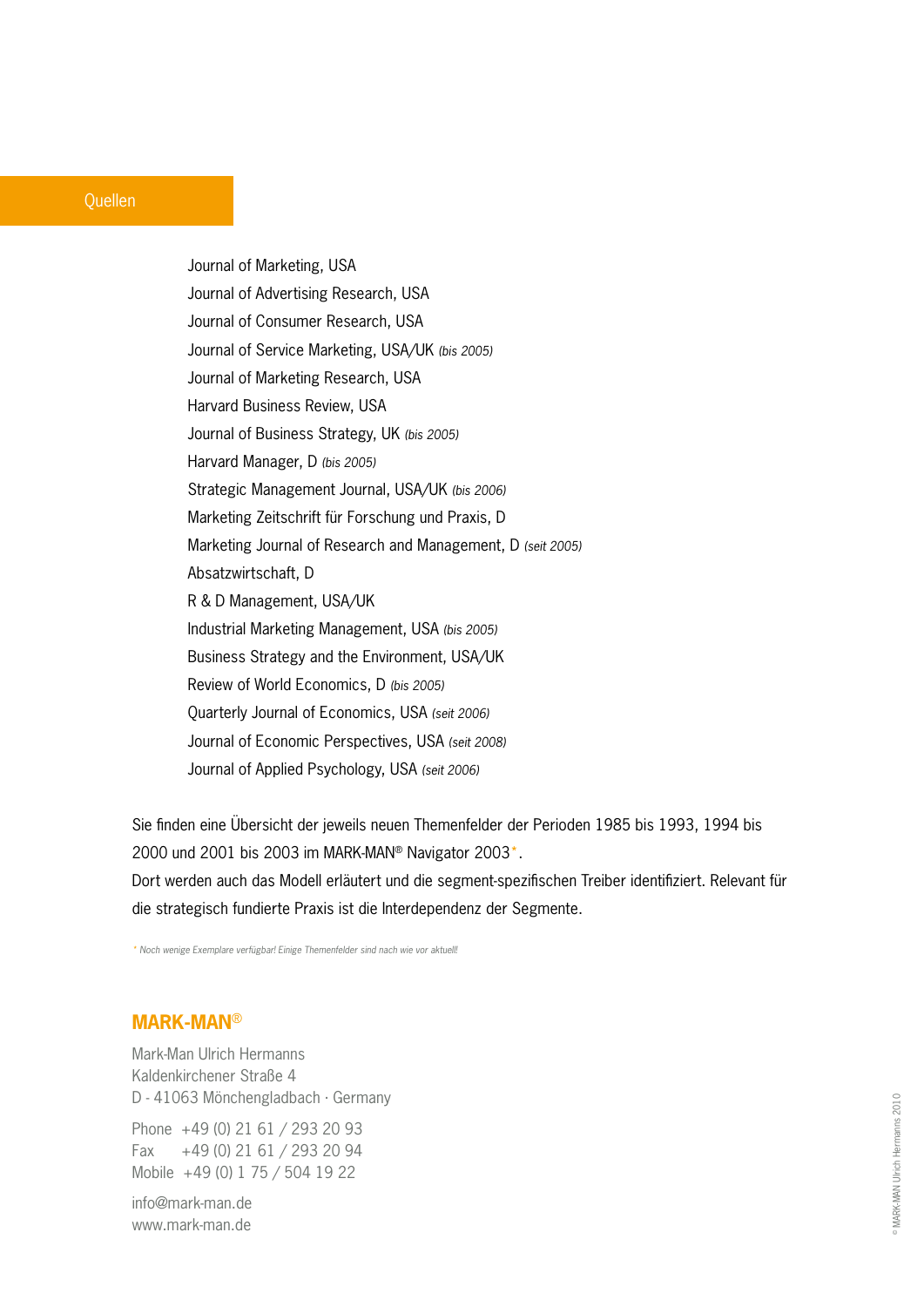## Quellen

Journal of Marketing, USA
Journal of Advertising Research, USA
Journal of Consumer Research, USA
Journal of Service Marketing, USA/UK *(bis 2005)*
Journal of Marketing Research, USA
Harvard Business Review, USA
Journal of Business Strategy, UK *(bis 2005)*
Harvard Manager, D *(bis 2005)*
Strategic Management Journal, USA/UK *(bis 2006)*
Marketing Zeitschrift für Forschung und Praxis, D
Marketing Journal of Research and Management, D *(seit 2005)*
Absatzwirtschaft, D
R & D Management, USA/UK
Industrial Marketing Management, USA *(bis 2005)*
Business Strategy and the Environment, USA/UK
Review of World Economics, D *(bis 2005)*
Quarterly Journal of Economics, USA *(seit 2006)*
Journal of Economic Perspectives, USA *(seit 2008)*
Journal of Applied Psychology, USA *(seit 2006)*

Sie finden eine Übersicht der jeweils neuen Themenfelder der Perioden 1985 bis 1993, 1994 bis 2000 und 2001 bis 2003 im MARK-MAN® Navigator 2003*.
Dort werden auch das Modell erläutert und die segment-spezifischen Treiber identifiziert. Relevant für die strategisch fundierte Praxis ist die Interdependenz der Segmente.

*\* Noch wenige Exemplare verfügbar! Einige Themenfelder sind nach wie vor aktuell!*

**MARK-MAN®**

Mark-Man Ulrich Hermanns
Kaldenkirchener Straße 4
D - 41063 Mönchengladbach · Germany

Phone +49 (0) 21 61 / 293 20 93
Fax +49 (0) 21 61 / 293 20 94
Mobile +49 (0) 1 75 / 504 19 22

info@mark-man.de
www.mark-man.de

© MARK-MAN Ulrich Hermanns 2010